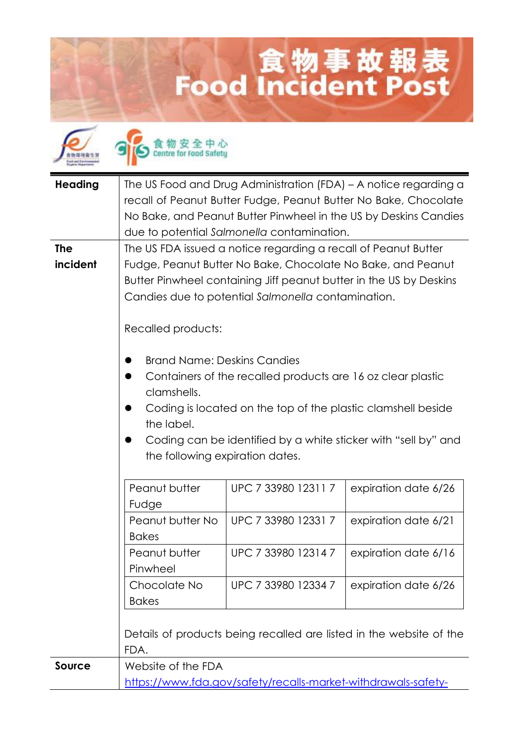# 食物事故報表
# Food Incident Post

食物安全中心 Centre for Food Safety

| | |
|---|---|
| **Heading** | The US Food and Drug Administration (FDA) – A notice regarding a recall of Peanut Butter Fudge, Peanut Butter No Bake, Chocolate No Bake, and Peanut Butter Pinwheel in the US by Deskins Candies due to potential *Salmonella* contamination. |
| **The incident** | The US FDA issued a notice regarding a recall of Peanut Butter Fudge, Peanut Butter No Bake, Chocolate No Bake, and Peanut Butter Pinwheel containing Jiff peanut butter in the US by Deskins Candies due to potential *Salmonella* contamination. |

Recalled products:

- Brand Name: Deskins Candies
- Containers of the recalled products are 16 oz clear plastic clamshells.
- Coding is located on the top of the plastic clamshell beside the label.
- Coding can be identified by a white sticker with "sell by" and the following expiration dates.

| Product | UPC | Expiration date |
|---|---|---|
| Peanut butter Fudge | UPC 7 33980 12311 7 | expiration date 6/26 |
| Peanut butter No Bakes | UPC 7 33980 12331 7 | expiration date 6/21 |
| Peanut butter Pinwheel | UPC 7 33980 12314 7 | expiration date 6/16 |
| Chocolate No Bakes | UPC 7 33980 12334 7 | expiration date 6/26 |

Details of products being recalled are listed in the website of the FDA.

| | |
|---|---|
| **Source** | Website of the FDA<br>https://www.fda.gov/safety/recalls-market-withdrawals-safety- |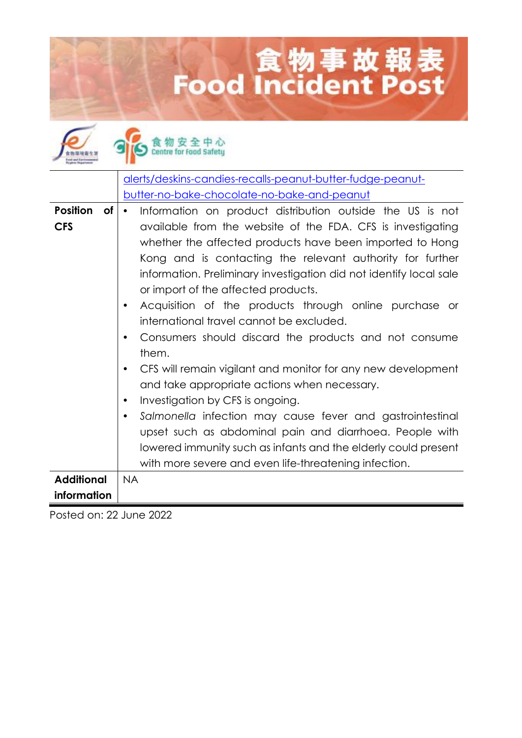# 食物事故報表
# Food Incident Post

食物安全中心 Centre for Food Safety

| | |
|---|---|
| | alerts/deskins-candies-recalls-peanut-butter-fudge-peanut-butter-no-bake-chocolate-no-bake-and-peanut |
| **Position of CFS** | • Information on product distribution outside the US is not available from the website of the FDA. CFS is investigating whether the affected products have been imported to Hong Kong and is contacting the relevant authority for further information. Preliminary investigation did not identify local sale or import of the affected products.<br>• Acquisition of the products through online purchase or international travel cannot be excluded.<br>• Consumers should discard the products and not consume them.<br>• CFS will remain vigilant and monitor for any new development and take appropriate actions when necessary.<br>• Investigation by CFS is ongoing.<br>• *Salmonella* infection may cause fever and gastrointestinal upset such as abdominal pain and diarrhoea. People with lowered immunity such as infants and the elderly could present with more severe and even life-threatening infection. |
| **Additional information** | NA |

Posted on: 22 June 2022